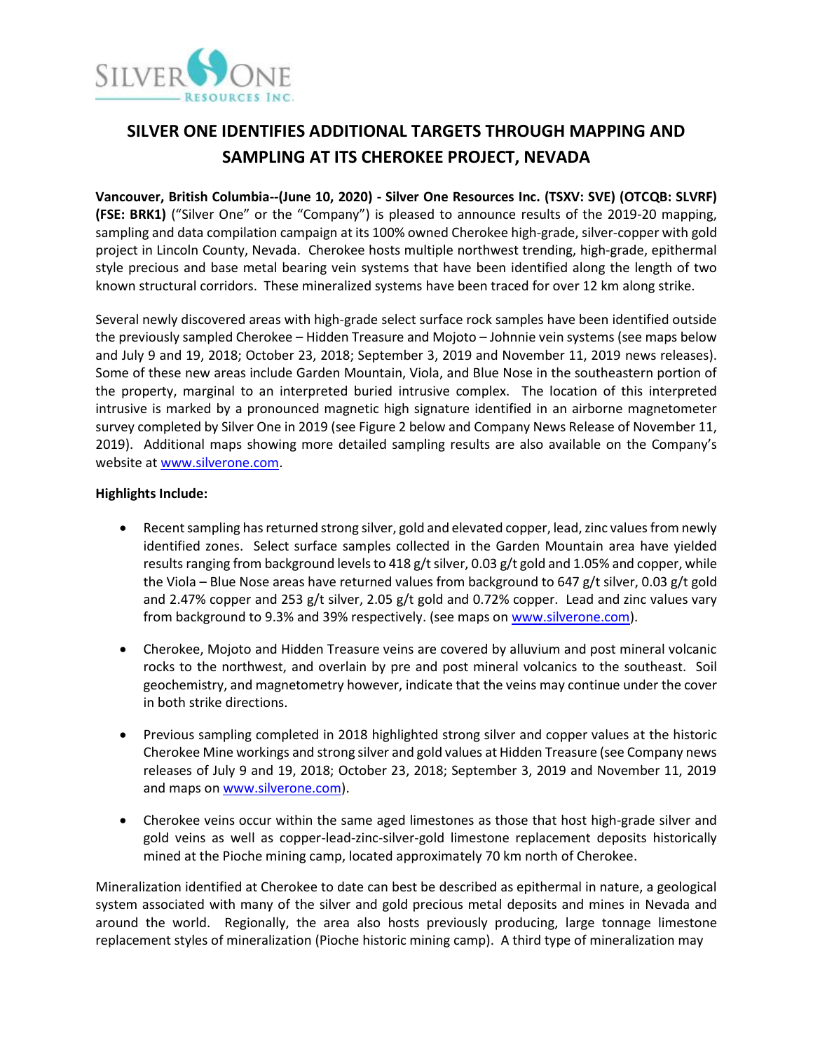# SILVER ONE IDENTIFIES ADDITIONAL TARGETS THROUGH MAPPING AND SAMPLING AT ITS CHEROKEE PROJECT, NEVADA

**Vancouver, British Columbia--(June 10, 2020) - Silver One Resources Inc. (TSXV: SVE) (OTCQB: SLVRF) (FSE: BRK1)** ("Silver One" or the "Company") is pleased to announce results of the 2019-20 mapping, sampling and data compilation campaign at its 100% owned Cherokee high-grade, silver-copper with gold project in Lincoln County, Nevada. Cherokee hosts multiple northwest trending, high-grade, epithermal style precious and base metal bearing vein systems that have been identified along the length of two known structural corridors. These mineralized systems have been traced for over 12 km along strike.

Several newly discovered areas with high-grade select surface rock samples have been identified outside the previously sampled Cherokee – Hidden Treasure and Mojoto – Johnnie vein systems (see maps below and July 9 and 19, 2018; October 23, 2018; September 3, 2019 and November 11, 2019 news releases). Some of these new areas include Garden Mountain, Viola, and Blue Nose in the southeastern portion of the property, marginal to an interpreted buried intrusive complex. The location of this interpreted intrusive is marked by a pronounced magnetic high signature identified in an airborne magnetometer survey completed by Silver One in 2019 (see Figure 2 below and Company News Release of November 11, 2019). Additional maps showing more detailed sampling results are also available on the Company's website at www.silverone.com.

**Highlights Include:**

- Recent sampling has returned strong silver, gold and elevated copper, lead, zinc values from newly identified zones. Select surface samples collected in the Garden Mountain area have yielded results ranging from background levels to 418 g/t silver, 0.03 g/t gold and 1.05% and copper, while the Viola – Blue Nose areas have returned values from background to 647 g/t silver, 0.03 g/t gold and 2.47% copper and 253 g/t silver, 2.05 g/t gold and 0.72% copper. Lead and zinc values vary from background to 9.3% and 39% respectively. (see maps on www.silverone.com).

- Cherokee, Mojoto and Hidden Treasure veins are covered by alluvium and post mineral volcanic rocks to the northwest, and overlain by pre and post mineral volcanics to the southeast. Soil geochemistry, and magnetometry however, indicate that the veins may continue under the cover in both strike directions.

- Previous sampling completed in 2018 highlighted strong silver and copper values at the historic Cherokee Mine workings and strong silver and gold values at Hidden Treasure (see Company news releases of July 9 and 19, 2018; October 23, 2018; September 3, 2019 and November 11, 2019 and maps on www.silverone.com).

- Cherokee veins occur within the same aged limestones as those that host high-grade silver and gold veins as well as copper-lead-zinc-silver-gold limestone replacement deposits historically mined at the Pioche mining camp, located approximately 70 km north of Cherokee.

Mineralization identified at Cherokee to date can best be described as epithermal in nature, a geological system associated with many of the silver and gold precious metal deposits and mines in Nevada and around the world. Regionally, the area also hosts previously producing, large tonnage limestone replacement styles of mineralization (Pioche historic mining camp). A third type of mineralization may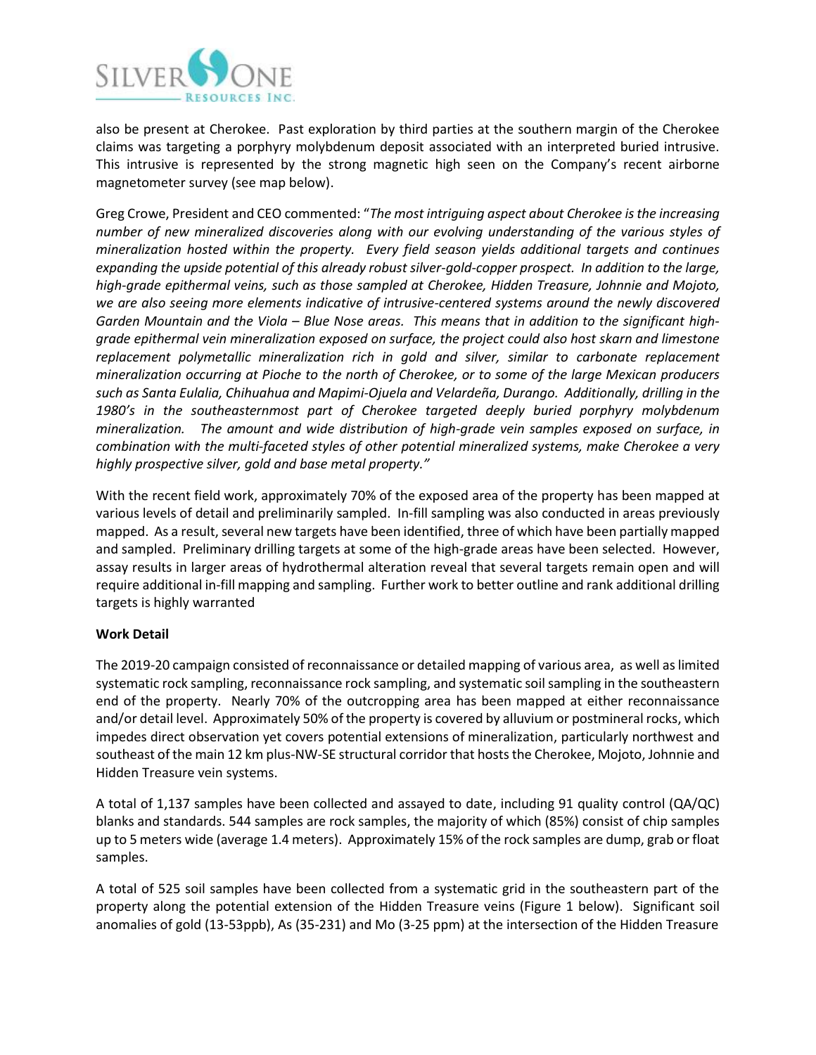also be present at Cherokee. Past exploration by third parties at the southern margin of the Cherokee claims was targeting a porphyry molybdenum deposit associated with an interpreted buried intrusive. This intrusive is represented by the strong magnetic high seen on the Company's recent airborne magnetometer survey (see map below).

Greg Crowe, President and CEO commented: "*The most intriguing aspect about Cherokee is the increasing number of new mineralized discoveries along with our evolving understanding of the various styles of mineralization hosted within the property. Every field season yields additional targets and continues expanding the upside potential of this already robust silver-gold-copper prospect. In addition to the large, high-grade epithermal veins, such as those sampled at Cherokee, Hidden Treasure, Johnnie and Mojoto, we are also seeing more elements indicative of intrusive-centered systems around the newly discovered Garden Mountain and the Viola – Blue Nose areas. This means that in addition to the significant high-grade epithermal vein mineralization exposed on surface, the project could also host skarn and limestone replacement polymetallic mineralization rich in gold and silver, similar to carbonate replacement mineralization occurring at Pioche to the north of Cherokee, or to some of the large Mexican producers such as Santa Eulalia, Chihuahua and Mapimi-Ojuela and Velardeña, Durango. Additionally, drilling in the 1980's in the southeasternmost part of Cherokee targeted deeply buried porphyry molybdenum mineralization. The amount and wide distribution of high-grade vein samples exposed on surface, in combination with the multi-faceted styles of other potential mineralized systems, make Cherokee a very highly prospective silver, gold and base metal property.*"

With the recent field work, approximately 70% of the exposed area of the property has been mapped at various levels of detail and preliminarily sampled. In-fill sampling was also conducted in areas previously mapped. As a result, several new targets have been identified, three of which have been partially mapped and sampled. Preliminary drilling targets at some of the high-grade areas have been selected. However, assay results in larger areas of hydrothermal alteration reveal that several targets remain open and will require additional in-fill mapping and sampling. Further work to better outline and rank additional drilling targets is highly warranted

**Work Detail**

The 2019-20 campaign consisted of reconnaissance or detailed mapping of various area, as well as limited systematic rock sampling, reconnaissance rock sampling, and systematic soil sampling in the southeastern end of the property. Nearly 70% of the outcropping area has been mapped at either reconnaissance and/or detail level. Approximately 50% of the property is covered by alluvium or postmineral rocks, which impedes direct observation yet covers potential extensions of mineralization, particularly northwest and southeast of the main 12 km plus-NW-SE structural corridor that hosts the Cherokee, Mojoto, Johnnie and Hidden Treasure vein systems.

A total of 1,137 samples have been collected and assayed to date, including 91 quality control (QA/QC) blanks and standards. 544 samples are rock samples, the majority of which (85%) consist of chip samples up to 5 meters wide (average 1.4 meters). Approximately 15% of the rock samples are dump, grab or float samples.

A total of 525 soil samples have been collected from a systematic grid in the southeastern part of the property along the potential extension of the Hidden Treasure veins (Figure 1 below). Significant soil anomalies of gold (13-53ppb), As (35-231) and Mo (3-25 ppm) at the intersection of the Hidden Treasure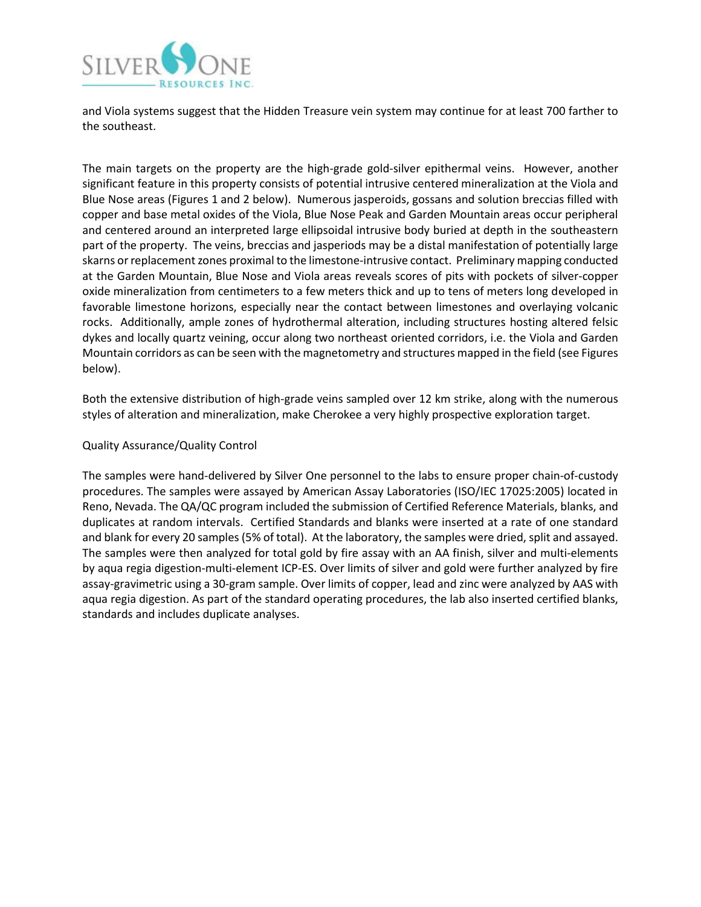and Viola systems suggest that the Hidden Treasure vein system may continue for at least 700 farther to the southeast.

The main targets on the property are the high-grade gold-silver epithermal veins. However, another significant feature in this property consists of potential intrusive centered mineralization at the Viola and Blue Nose areas (Figures 1 and 2 below). Numerous jasperoids, gossans and solution breccias filled with copper and base metal oxides of the Viola, Blue Nose Peak and Garden Mountain areas occur peripheral and centered around an interpreted large ellipsoidal intrusive body buried at depth in the southeastern part of the property. The veins, breccias and jasperiods may be a distal manifestation of potentially large skarns or replacement zones proximal to the limestone-intrusive contact. Preliminary mapping conducted at the Garden Mountain, Blue Nose and Viola areas reveals scores of pits with pockets of silver-copper oxide mineralization from centimeters to a few meters thick and up to tens of meters long developed in favorable limestone horizons, especially near the contact between limestones and overlaying volcanic rocks. Additionally, ample zones of hydrothermal alteration, including structures hosting altered felsic dykes and locally quartz veining, occur along two northeast oriented corridors, i.e. the Viola and Garden Mountain corridors as can be seen with the magnetometry and structures mapped in the field (see Figures below).

Both the extensive distribution of high-grade veins sampled over 12 km strike, along with the numerous styles of alteration and mineralization, make Cherokee a very highly prospective exploration target.

Quality Assurance/Quality Control

The samples were hand-delivered by Silver One personnel to the labs to ensure proper chain-of-custody procedures. The samples were assayed by American Assay Laboratories (ISO/IEC 17025:2005) located in Reno, Nevada. The QA/QC program included the submission of Certified Reference Materials, blanks, and duplicates at random intervals. Certified Standards and blanks were inserted at a rate of one standard and blank for every 20 samples (5% of total). At the laboratory, the samples were dried, split and assayed. The samples were then analyzed for total gold by fire assay with an AA finish, silver and multi-elements by aqua regia digestion-multi-element ICP-ES. Over limits of silver and gold were further analyzed by fire assay-gravimetric using a 30-gram sample. Over limits of copper, lead and zinc were analyzed by AAS with aqua regia digestion. As part of the standard operating procedures, the lab also inserted certified blanks, standards and includes duplicate analyses.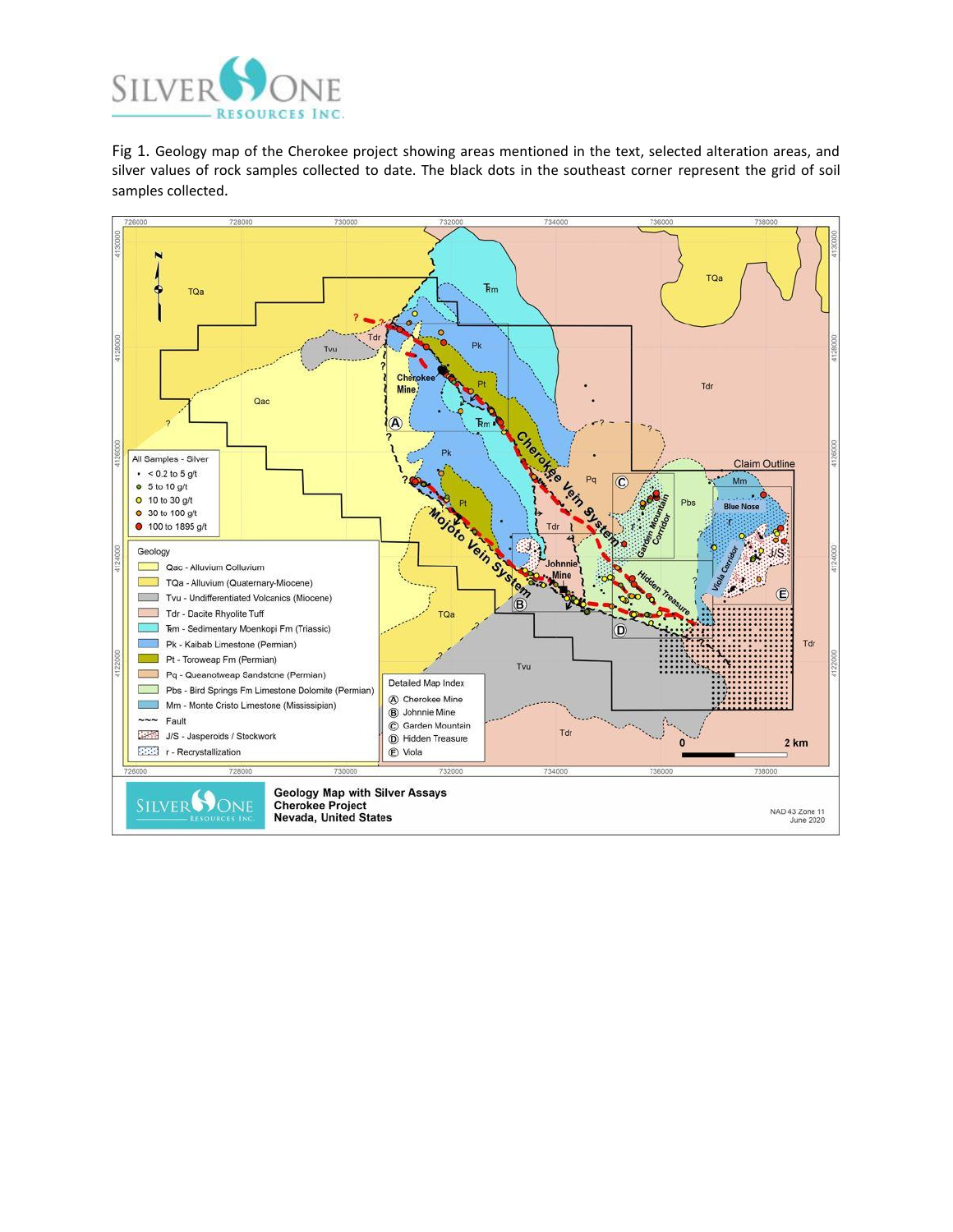Fig 1. Geology map of the Cherokee project showing areas mentioned in the text, selected alteration areas, and silver values of rock samples collected to date. The black dots in the southeast corner represent the grid of soil samples collected.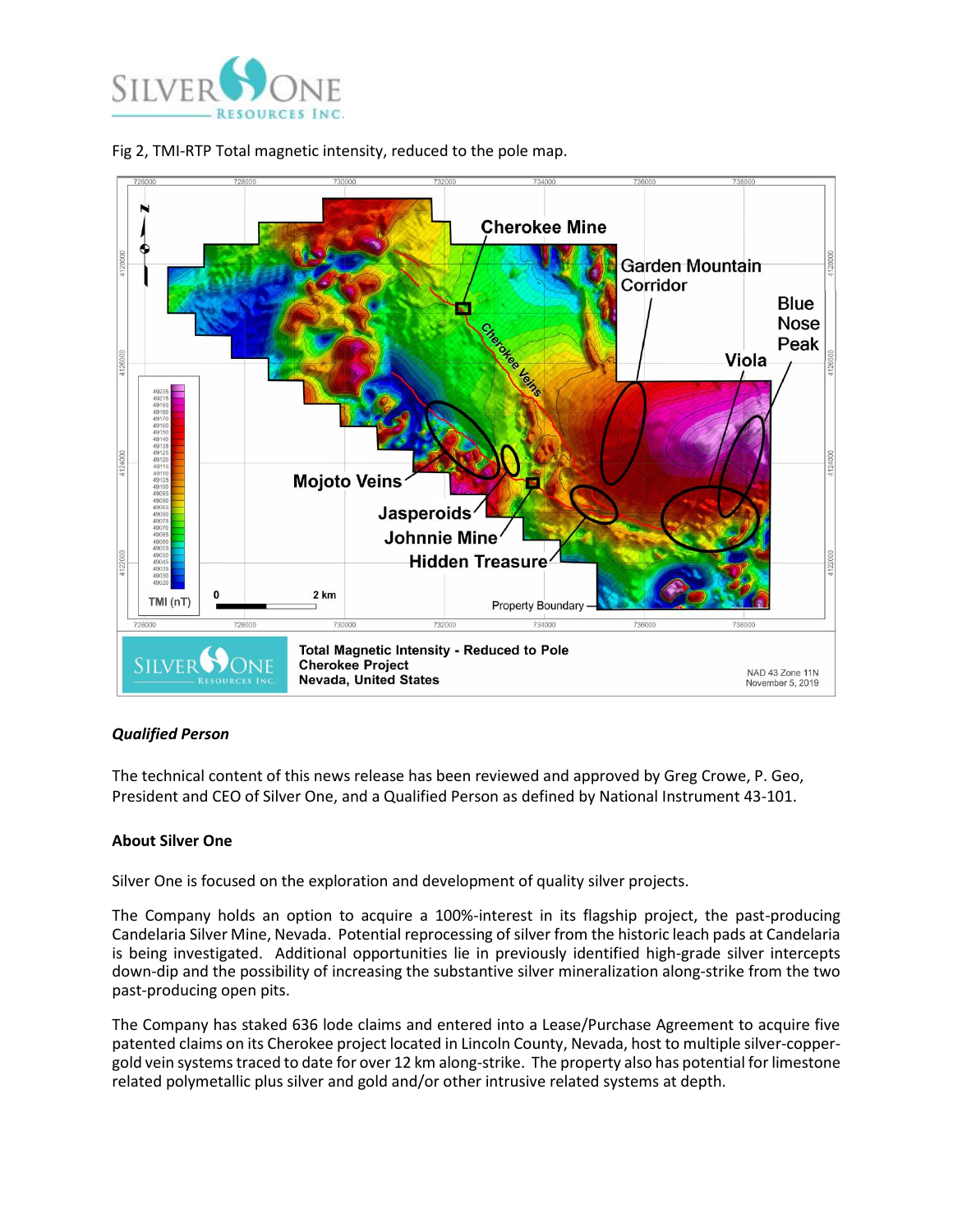Fig 2, TMI-RTP Total magnetic intensity, reduced to the pole map.

***Qualified Person***

The technical content of this news release has been reviewed and approved by Greg Crowe, P. Geo, President and CEO of Silver One, and a Qualified Person as defined by National Instrument 43-101.

**About Silver One**

Silver One is focused on the exploration and development of quality silver projects.

The Company holds an option to acquire a 100%-interest in its flagship project, the past-producing Candelaria Silver Mine, Nevada. Potential reprocessing of silver from the historic leach pads at Candelaria is being investigated. Additional opportunities lie in previously identified high-grade silver intercepts down-dip and the possibility of increasing the substantive silver mineralization along-strike from the two past-producing open pits.

The Company has staked 636 lode claims and entered into a Lease/Purchase Agreement to acquire five patented claims on its Cherokee project located in Lincoln County, Nevada, host to multiple silver-copper-gold vein systems traced to date for over 12 km along-strike. The property also has potential for limestone related polymetallic plus silver and gold and/or other intrusive related systems at depth.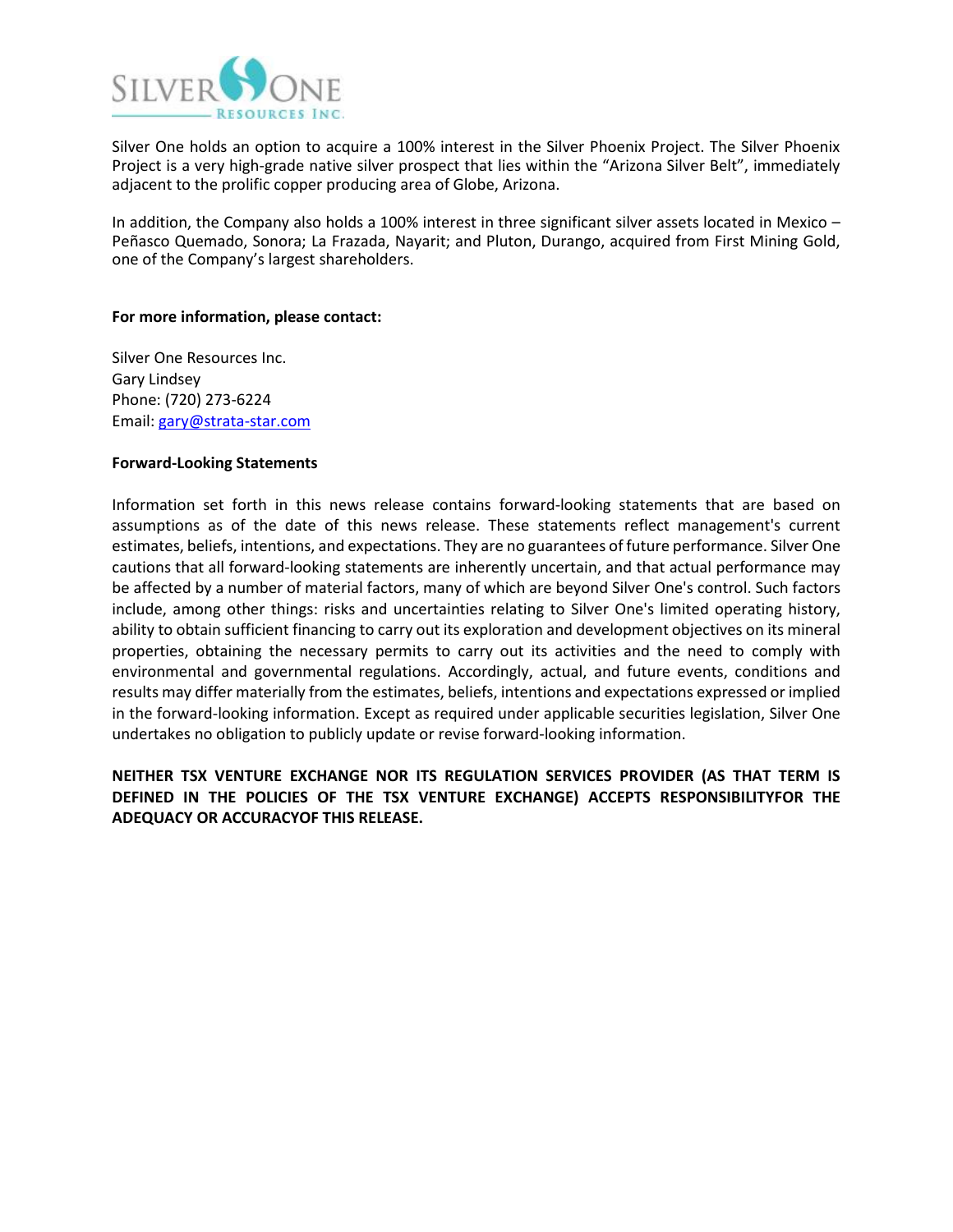Silver One holds an option to acquire a 100% interest in the Silver Phoenix Project. The Silver Phoenix Project is a very high-grade native silver prospect that lies within the "Arizona Silver Belt", immediately adjacent to the prolific copper producing area of Globe, Arizona.

In addition, the Company also holds a 100% interest in three significant silver assets located in Mexico – Peñasco Quemado, Sonora; La Frazada, Nayarit; and Pluton, Durango, acquired from First Mining Gold, one of the Company's largest shareholders.

**For more information, please contact:**

Silver One Resources Inc.
Gary Lindsey
Phone: (720) 273-6224
Email: gary@strata-star.com

**Forward-Looking Statements**

Information set forth in this news release contains forward-looking statements that are based on assumptions as of the date of this news release. These statements reflect management's current estimates, beliefs, intentions, and expectations. They are no guarantees of future performance. Silver One cautions that all forward-looking statements are inherently uncertain, and that actual performance may be affected by a number of material factors, many of which are beyond Silver One's control. Such factors include, among other things: risks and uncertainties relating to Silver One's limited operating history, ability to obtain sufficient financing to carry out its exploration and development objectives on its mineral properties, obtaining the necessary permits to carry out its activities and the need to comply with environmental and governmental regulations. Accordingly, actual, and future events, conditions and results may differ materially from the estimates, beliefs, intentions and expectations expressed or implied in the forward-looking information. Except as required under applicable securities legislation, Silver One undertakes no obligation to publicly update or revise forward-looking information.

**NEITHER TSX VENTURE EXCHANGE NOR ITS REGULATION SERVICES PROVIDER (AS THAT TERM IS DEFINED IN THE POLICIES OF THE TSX VENTURE EXCHANGE) ACCEPTS RESPONSIBILITYFOR THE ADEQUACY OR ACCURACYOF THIS RELEASE.**